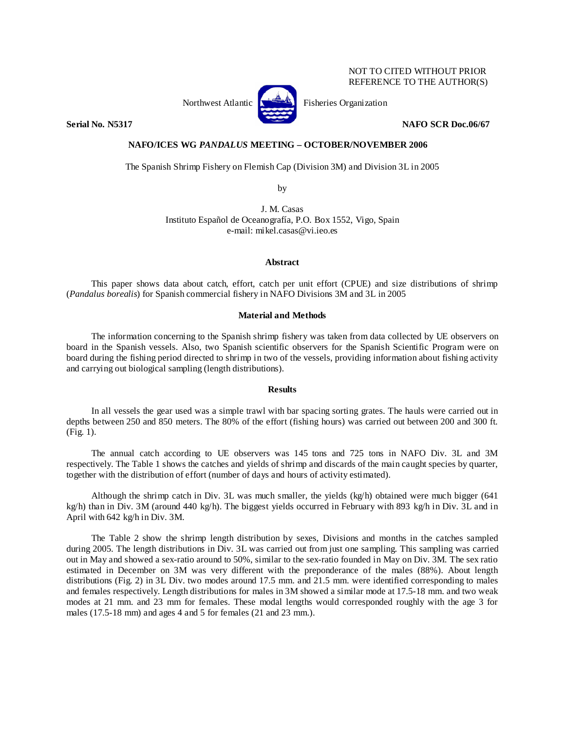NOT TO CITED WITHOUT PRIOR
REFERENCE TO THE AUTHOR(S)

Northwest Atlantic Fisheries Organization

**Serial No. N5317** **NAFO SCR Doc.06/67**

**NAFO/ICES WG *PANDALUS* MEETING – OCTOBER/NOVEMBER 2006**

The Spanish Shrimp Fishery on Flemish Cap (Division 3M) and Division 3L in 2005

by

J. M. Casas
Instituto Español de Oceanografía, P.O. Box 1552, Vigo, Spain
e-mail: mikel.casas@vi.ieo.es

## Abstract

This paper shows data about catch, effort, catch per unit effort (CPUE) and size distributions of shrimp (*Pandalus borealis*) for Spanish commercial fishery in NAFO Divisions 3M and 3L in 2005

## Material and Methods

The information concerning to the Spanish shrimp fishery was taken from data collected by UE observers on board in the Spanish vessels. Also, two Spanish scientific observers for the Spanish Scientific Program were on board during the fishing period directed to shrimp in two of the vessels, providing information about fishing activity and carrying out biological sampling (length distributions).

## Results

In all vessels the gear used was a simple trawl with bar spacing sorting grates. The hauls were carried out in depths between 250 and 850 meters. The 80% of the effort (fishing hours) was carried out between 200 and 300 ft. (Fig. 1).

The annual catch according to UE observers was 145 tons and 725 tons in NAFO Div. 3L and 3M respectively. The Table 1 shows the catches and yields of shrimp and discards of the main caught species by quarter, together with the distribution of effort (number of days and hours of activity estimated).

Although the shrimp catch in Div. 3L was much smaller, the yields (kg/h) obtained were much bigger (641 kg/h) than in Div. 3M (around 440 kg/h). The biggest yields occurred in February with 893 kg/h in Div. 3L and in April with 642 kg/h in Div. 3M.

The Table 2 show the shrimp length distribution by sexes, Divisions and months in the catches sampled during 2005. The length distributions in Div. 3L was carried out from just one sampling. This sampling was carried out in May and showed a sex-ratio around to 50%, similar to the sex-ratio founded in May on Div. 3M. The sex ratio estimated in December on 3M was very different with the preponderance of the males (88%). About length distributions (Fig. 2) in 3L Div. two modes around 17.5 mm. and 21.5 mm. were identified corresponding to males and females respectively. Length distributions for males in 3M showed a similar mode at 17.5-18 mm. and two weak modes at 21 mm. and 23 mm for females. These modal lengths would corresponded roughly with the age 3 for males (17.5-18 mm) and ages 4 and 5 for females (21 and 23 mm.).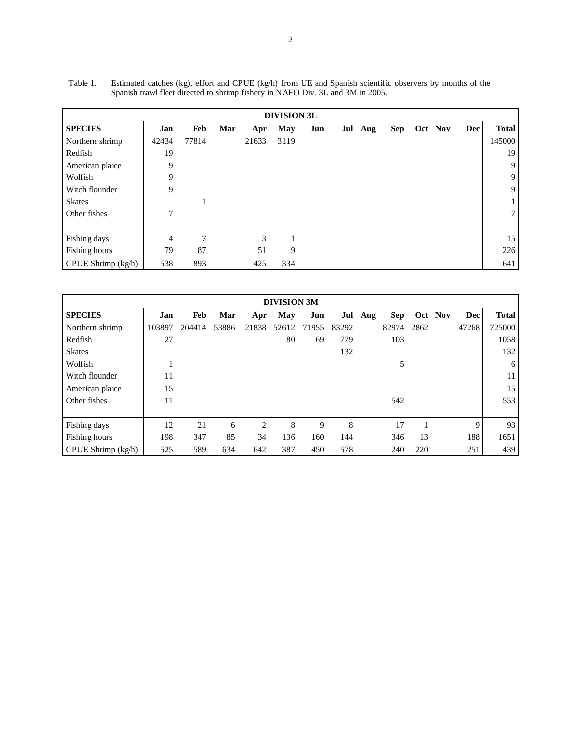Table 1. Estimated catches (kg), effort and CPUE (kg/h) from UE and Spanish scientific observers by months of the Spanish trawl fleet directed to shrimp fishery in NAFO Div. 3L and 3M in 2005.

| DIVISION 3L | | | | | | | | | | | | | |
|---|---|---|---|---|---|---|---|---|---|---|---|---|---|
| **SPECIES** | **Jan** | **Feb** | **Mar** | **Apr** | **May** | **Jun** | **Jul** | **Aug** | **Sep** | **Oct** | **Nov** | **Dec** | **Total** |
| Northern shrimp | 42434 | 77814 | | 21633 | 3119 | | | | | | | | 145000 |
| Redfish | 19 | | | | | | | | | | | | 19 |
| American plaice | 9 | | | | | | | | | | | | 9 |
| Wolfish | 9 | | | | | | | | | | | | 9 |
| Witch flounder | 9 | | | | | | | | | | | | 9 |
| Skates | | 1 | | | | | | | | | | | 1 |
| Other fishes | 7 | | | | | | | | | | | | 7 |
| Fishing days | 4 | 7 | | 3 | 1 | | | | | | | | 15 |
| Fishing hours | 79 | 87 | | 51 | 9 | | | | | | | | 226 |
| CPUE Shrimp (kg/h) | 538 | 893 | | 425 | 334 | | | | | | | | 641 |

| DIVISION 3M | | | | | | | | | | | | | |
|---|---|---|---|---|---|---|---|---|---|---|---|---|---|
| **SPECIES** | **Jan** | **Feb** | **Mar** | **Apr** | **May** | **Jun** | **Jul** | **Aug** | **Sep** | **Oct** | **Nov** | **Dec** | **Total** |
| Northern shrimp | 103897 | 204414 | 53886 | 21838 | 52612 | 71955 | 83292 | | 82974 | 2862 | | 47268 | 725000 |
| Redfish | 27 | | | | 80 | 69 | 779 | | 103 | | | | 1058 |
| Skates | | | | | | | 132 | | | | | | 132 |
| Wolfish | 1 | | | | | | | | 5 | | | | 6 |
| Witch flounder | 11 | | | | | | | | | | | | 11 |
| American plaice | 15 | | | | | | | | | | | | 15 |
| Other fishes | 11 | | | | | | | | 542 | | | | 553 |
| Fishing days | 12 | 21 | 6 | 2 | 8 | 9 | 8 | | 17 | 1 | | 9 | 93 |
| Fishing hours | 198 | 347 | 85 | 34 | 136 | 160 | 144 | | 346 | 13 | | 188 | 1651 |
| CPUE Shrimp (kg/h) | 525 | 589 | 634 | 642 | 387 | 450 | 578 | | 240 | 220 | | 251 | 439 |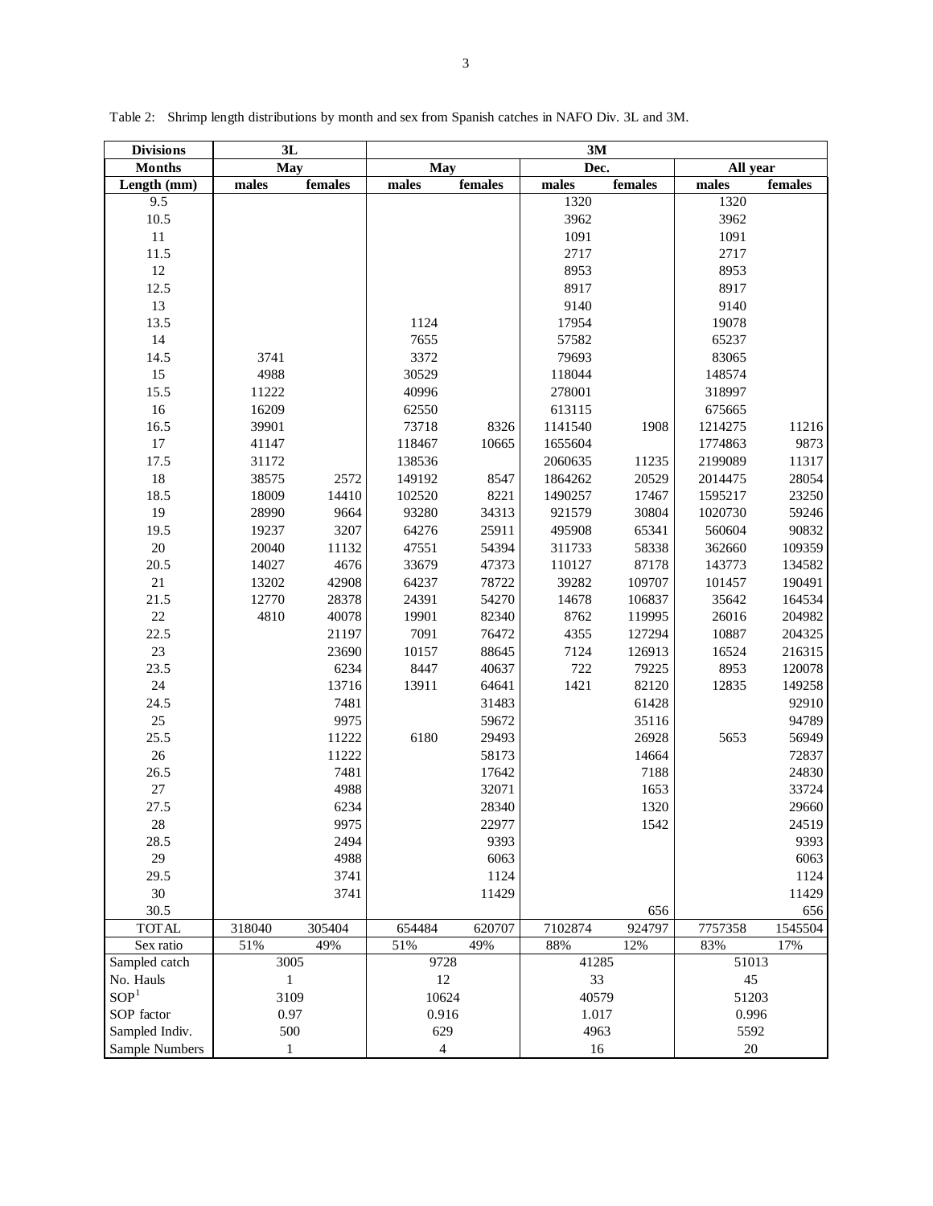Table 2: Shrimp length distributions by month and sex from Spanish catches in NAFO Div. 3L and 3M.

| Divisions | 3L | | 3M | | | | | |
|---|---|---|---|---|---|---|---|---|
| Months | May | | May | | Dec. | | All year | |
| Length (mm) | males | females | males | females | males | females | males | females |
| 9.5 | | | | | 1320 | | 1320 | |
| 10.5 | | | | | 3962 | | 3962 | |
| 11 | | | | | 1091 | | 1091 | |
| 11.5 | | | | | 2717 | | 2717 | |
| 12 | | | | | 8953 | | 8953 | |
| 12.5 | | | | | 8917 | | 8917 | |
| 13 | | | | | 9140 | | 9140 | |
| 13.5 | | | 1124 | | 17954 | | 19078 | |
| 14 | | | 7655 | | 57582 | | 65237 | |
| 14.5 | 3741 | | 3372 | | 79693 | | 83065 | |
| 15 | 4988 | | 30529 | | 118044 | | 148574 | |
| 15.5 | 11222 | | 40996 | | 278001 | | 318997 | |
| 16 | 16209 | | 62550 | | 613115 | | 675665 | |
| 16.5 | 39901 | | 73718 | 8326 | 1141540 | 1908 | 1214275 | 11216 |
| 17 | 41147 | | 118467 | 10665 | 1655604 | | 1774863 | 9873 |
| 17.5 | 31172 | | 138536 | | 2060635 | 11235 | 2199089 | 11317 |
| 18 | 38575 | 2572 | 149192 | 8547 | 1864262 | 20529 | 2014475 | 28054 |
| 18.5 | 18009 | 14410 | 102520 | 8221 | 1490257 | 17467 | 1595217 | 23250 |
| 19 | 28990 | 9664 | 93280 | 34313 | 921579 | 30804 | 1020730 | 59246 |
| 19.5 | 19237 | 3207 | 64276 | 25911 | 495908 | 65341 | 560604 | 90832 |
| 20 | 20040 | 11132 | 47551 | 54394 | 311733 | 58338 | 362660 | 109359 |
| 20.5 | 14027 | 4676 | 33679 | 47373 | 110127 | 87178 | 143773 | 134582 |
| 21 | 13202 | 42908 | 64237 | 78722 | 39282 | 109707 | 101457 | 190491 |
| 21.5 | 12770 | 28378 | 24391 | 54270 | 14678 | 106837 | 35642 | 164534 |
| 22 | 4810 | 40078 | 19901 | 82340 | 8762 | 119995 | 26016 | 204982 |
| 22.5 | | 21197 | 7091 | 76472 | 4355 | 127294 | 10887 | 204325 |
| 23 | | 23690 | 10157 | 88645 | 7124 | 126913 | 16524 | 216315 |
| 23.5 | | 6234 | 8447 | 40637 | 722 | 79225 | 8953 | 120078 |
| 24 | | 13716 | 13911 | 64641 | 1421 | 82120 | 12835 | 149258 |
| 24.5 | | 7481 | | 31483 | | 61428 | | 92910 |
| 25 | | 9975 | | 59672 | | 35116 | | 94789 |
| 25.5 | | 11222 | 6180 | 29493 | | 26928 | 5653 | 56949 |
| 26 | | 11222 | | 58173 | | 14664 | | 72837 |
| 26.5 | | 7481 | | 17642 | | 7188 | | 24830 |
| 27 | | 4988 | | 32071 | | 1653 | | 33724 |
| 27.5 | | 6234 | | 28340 | | 1320 | | 29660 |
| 28 | | 9975 | | 22977 | | 1542 | | 24519 |
| 28.5 | | 2494 | | 9393 | | | | 9393 |
| 29 | | 4988 | | 6063 | | | | 6063 |
| 29.5 | | 3741 | | 1124 | | | | 1124 |
| 30 | | 3741 | | 11429 | | | | 11429 |
| 30.5 | | | | | | 656 | | 656 |
| TOTAL | 318040 | 305404 | 654484 | 620707 | 7102874 | 924797 | 7757358 | 1545504 |
| Sex ratio | 51% | 49% | 51% | 49% | 88% | 12% | 83% | 17% |
| Sampled catch | 3005 | | 9728 | | 41285 | | 51013 | |
| No. Hauls | 1 | | 12 | | 33 | | 45 | |
| SOP[1] | 3109 | | 10624 | | 40579 | | 51203 | |
| SOP factor | 0.97 | | 0.916 | | 1.017 | | 0.996 | |
| Sampled Indiv. | 500 | | 629 | | 4963 | | 5592 | |
| Sample Numbers | 1 | | 4 | | 16 | | 20 | |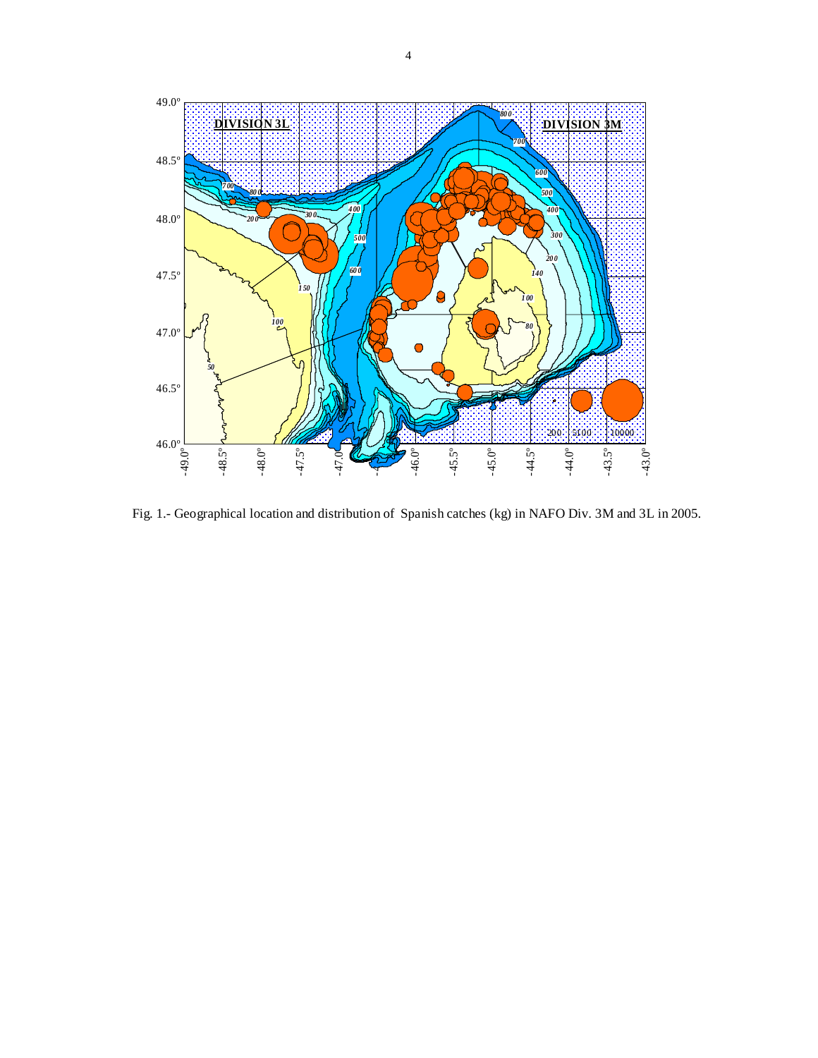Fig. 1.- Geographical location and distribution of Spanish catches (kg) in NAFO Div. 3M and 3L in 2005.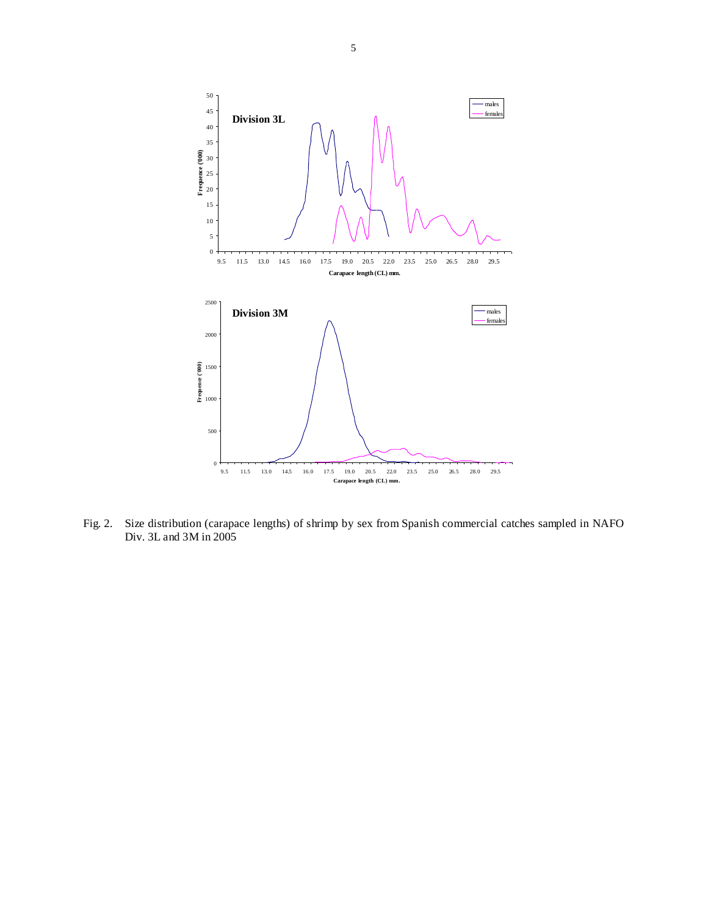Division 3L

Frequence ('000)

50
45
40
35
30
25
20
15
10
5
0

9.5 11.5 13.0 14.5 16.0 17.5 19.0 20.5 22.0 23.5 25.0 26.5 28.0 29.5

Carapace length (CL) mm.

males
females

Division 3M

Frequence ('000)

2500
2000
1500
1000
500
0

9.5 11.5 13.0 14.5 16.0 17.5 19.0 20.5 22.0 23.5 25.0 26.5 28.0 29.5

Carapace length (CL) mm.

males
females

Fig. 2. Size distribution (carapace lengths) of shrimp by sex from Spanish commercial catches sampled in NAFO Div. 3L and 3M in 2005